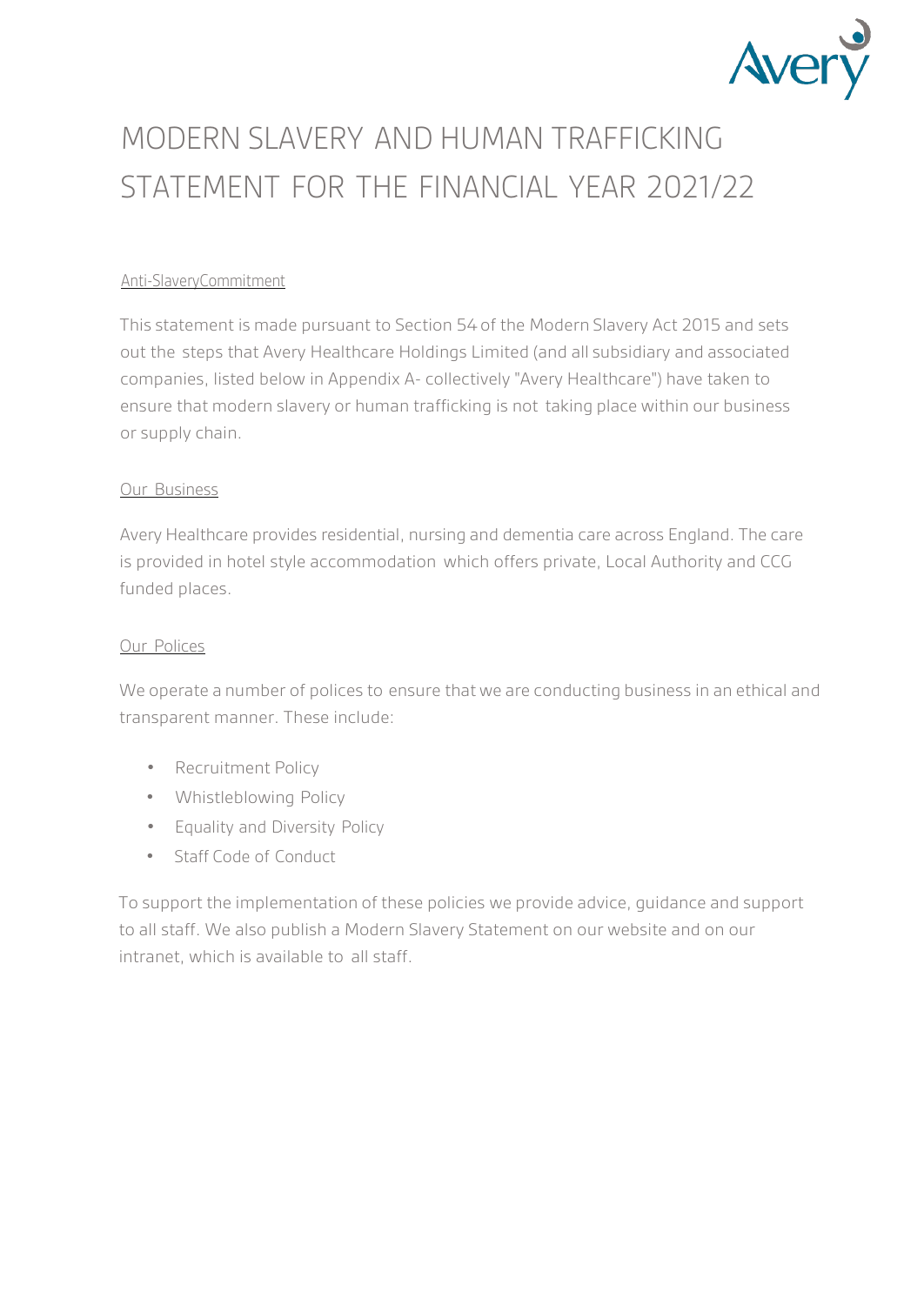# MODERN SLAVERY AND HUMAN TRAFFICKING STATEMENT FOR THE FINANCIAL YEAR 2021/22

## Anti-SlaveryCommitment

This statement is made pursuant to Section 54 of the Modern Slavery Act 2015 and sets out the steps that Avery Healthcare Holdings Limited (and all subsidiary and associated companies, listed below in Appendix A- collectively "Avery Healthcare") have taken to ensure that modern slavery or human trafficking is not taking place within our business or supply chain.

## Our Business

Avery Healthcare provides residential, nursing and dementia care across England. The care is provided in hotel style accommodation which offers private, Local Authority and CCG funded places.

## Our Polices

We operate a number of polices to ensure that we are conducting business in an ethical and transparent manner. These include:

- Recruitment Policy
- Whistleblowing Policy
- Equality and Diversity Policy
- Staff Code of Conduct

To support the implementation of these policies we provide advice, guidance and support to all staff. We also publish a Modern Slavery Statement on our website and on our intranet, which is available to all staff.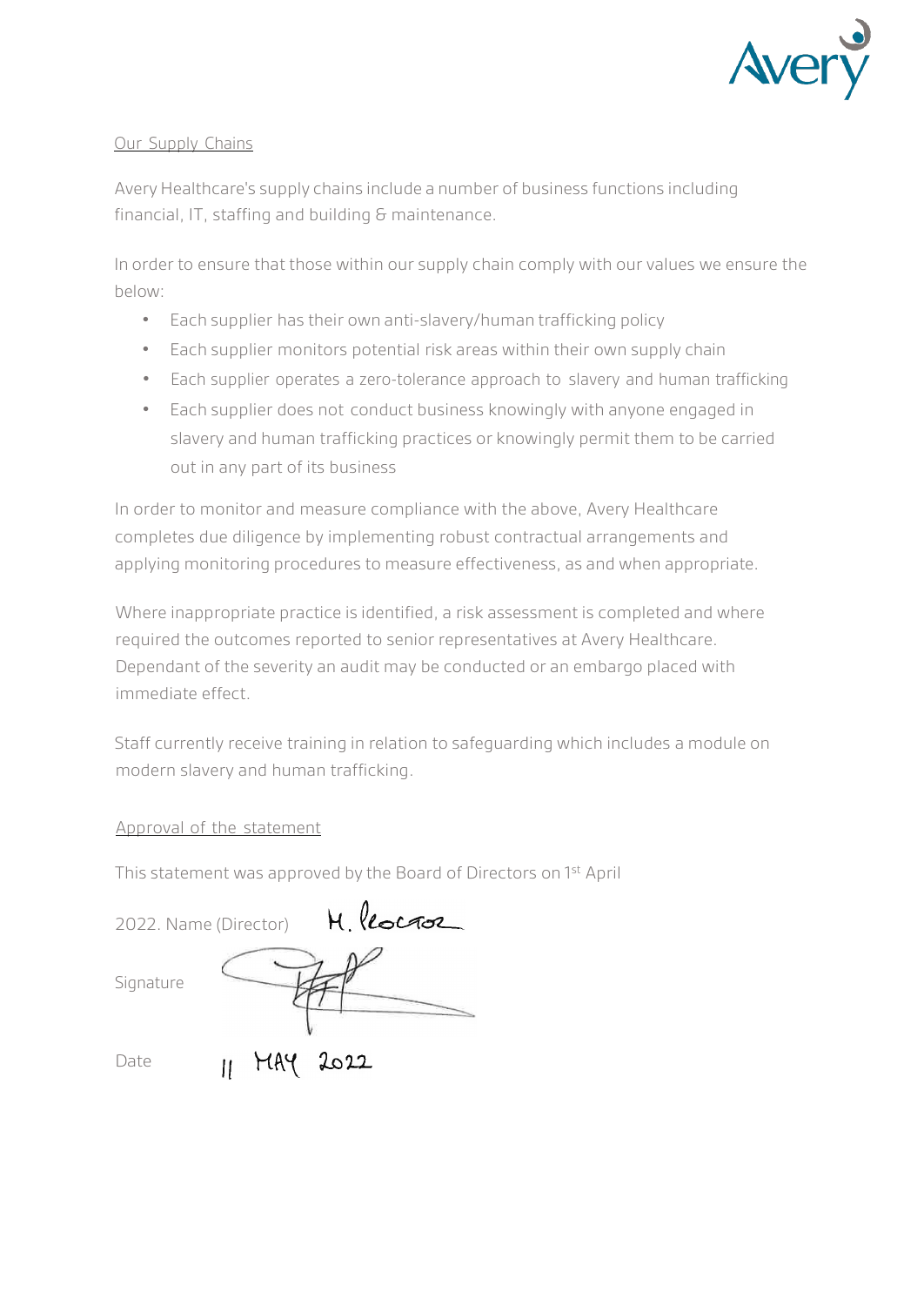## Our Supply Chains

Avery Healthcare's supply chains include a number of business functions including financial, IT, staffing and building & maintenance.

In order to ensure that those within our supply chain comply with our values we ensure the below:

- Each supplier has their own anti-slavery/human trafficking policy
- Each supplier monitors potential risk areas within their own supply chain
- Each supplier operates a zero-tolerance approach to slavery and human trafficking
- Each supplier does not conduct business knowingly with anyone engaged in slavery and human trafficking practices or knowingly permit them to be carried out in any part of its business

In order to monitor and measure compliance with the above, Avery Healthcare completes due diligence by implementing robust contractual arrangements and applying monitoring procedures to measure effectiveness, as and when appropriate.

Where inappropriate practice is identified, a risk assessment is completed and where required the outcomes reported to senior representatives at Avery Healthcare. Dependant of the severity an audit may be conducted or an embargo placed with immediate effect.

Staff currently receive training in relation to safeguarding which includes a module on modern slavery and human trafficking.

## Approval of the statement

This statement was approved by the Board of Directors on 1st April 2022.

Name (Director) M. Proctor

Signature

Date 11 MAY 2022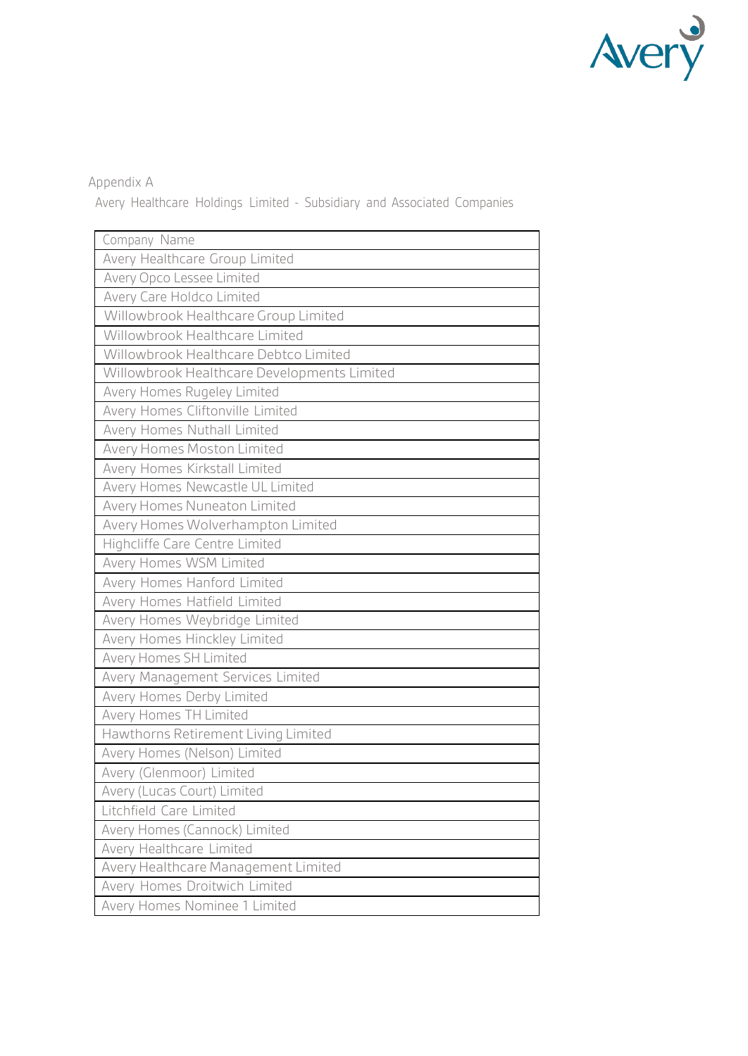Appendix A

Avery Healthcare Holdings Limited - Subsidiary and Associated Companies

| Company Name |
| --- |
| Avery Healthcare Group Limited |
| Avery Opco Lessee Limited |
| Avery Care Holdco Limited |
| Willowbrook Healthcare Group Limited |
| Willowbrook Healthcare Limited |
| Willowbrook Healthcare Debtco Limited |
| Willowbrook Healthcare Developments Limited |
| Avery Homes Rugeley Limited |
| Avery Homes Cliftonville Limited |
| Avery Homes Nuthall Limited |
| Avery Homes Moston Limited |
| Avery Homes Kirkstall Limited |
| Avery Homes Newcastle UL Limited |
| Avery Homes Nuneaton Limited |
| Avery Homes Wolverhampton Limited |
| Highcliffe Care Centre Limited |
| Avery Homes WSM Limited |
| Avery Homes Hanford Limited |
| Avery Homes Hatfield Limited |
| Avery Homes Weybridge Limited |
| Avery Homes Hinckley Limited |
| Avery Homes SH Limited |
| Avery Management Services Limited |
| Avery Homes Derby Limited |
| Avery Homes TH Limited |
| Hawthorns Retirement Living Limited |
| Avery Homes (Nelson) Limited |
| Avery (Glenmoor) Limited |
| Avery (Lucas Court) Limited |
| Litchfield Care Limited |
| Avery Homes (Cannock) Limited |
| Avery Healthcare Limited |
| Avery Healthcare Management Limited |
| Avery Homes Droitwich Limited |
| Avery Homes Nominee 1 Limited |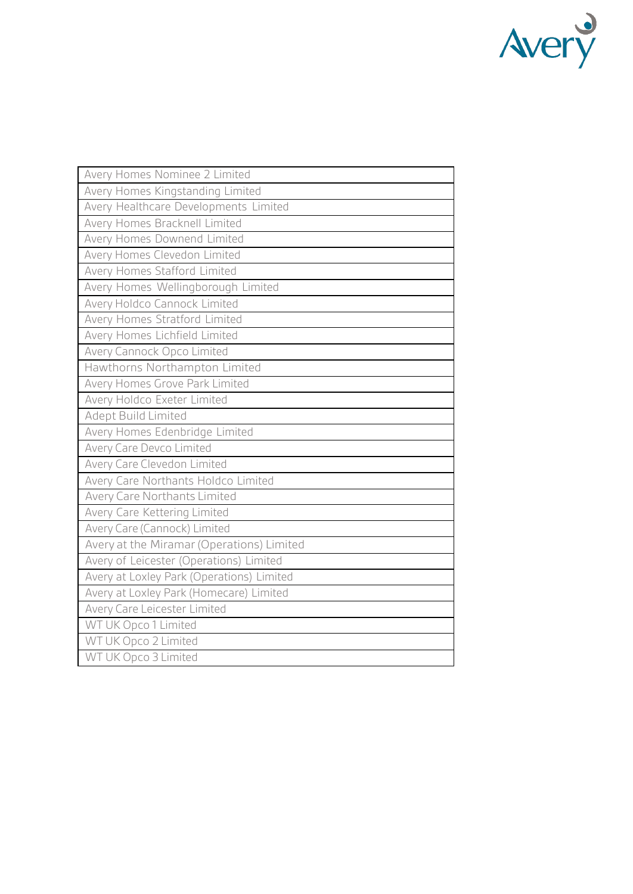| |
|---|
| Avery Homes Nominee 2 Limited |
| Avery Homes Kingstanding Limited |
| Avery Healthcare Developments Limited |
| Avery Homes Bracknell Limited |
| Avery Homes Downend Limited |
| Avery Homes Clevedon Limited |
| Avery Homes Stafford Limited |
| Avery Homes Wellingborough Limited |
| Avery Holdco Cannock Limited |
| Avery Homes Stratford Limited |
| Avery Homes Lichfield Limited |
| Avery Cannock Opco Limited |
| Hawthorns Northampton Limited |
| Avery Homes Grove Park Limited |
| Avery Holdco Exeter Limited |
| Adept Build Limited |
| Avery Homes Edenbridge Limited |
| Avery Care Devco Limited |
| Avery Care Clevedon Limited |
| Avery Care Northants Holdco Limited |
| Avery Care Northants Limited |
| Avery Care Kettering Limited |
| Avery Care (Cannock) Limited |
| Avery at the Miramar (Operations) Limited |
| Avery of Leicester (Operations) Limited |
| Avery at Loxley Park (Operations) Limited |
| Avery at Loxley Park (Homecare) Limited |
| Avery Care Leicester Limited |
| WT UK Opco 1 Limited |
| WT UK Opco 2 Limited |
| WT UK Opco 3 Limited |